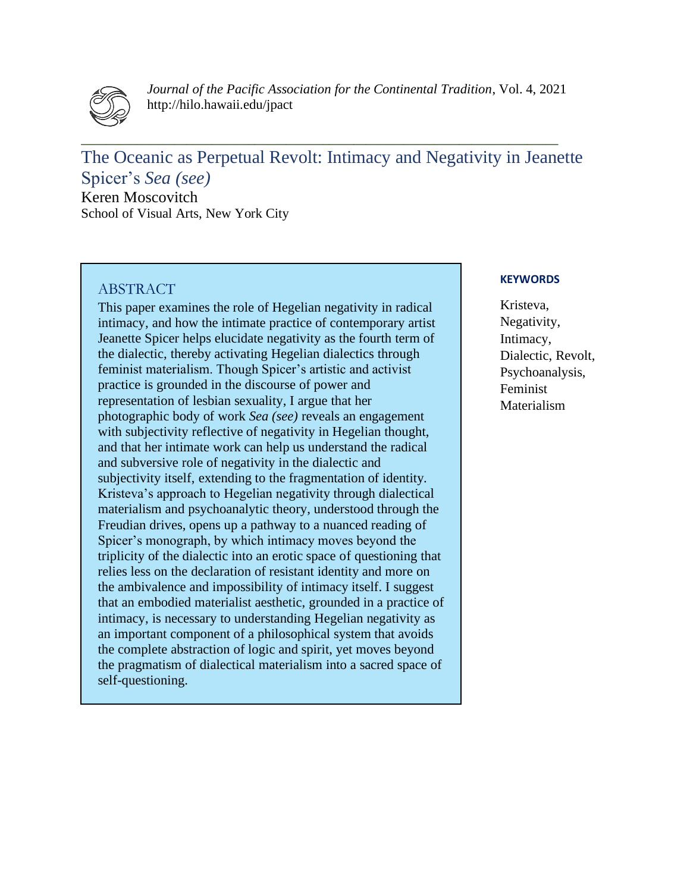*Journal of the Pacific Association for the Continental Tradition*, Vol. 4, 2021
http://hilo.hawaii.edu/jpact

# The Oceanic as Perpetual Revolt: Intimacy and Negativity in Jeanette Spicer's *Sea (see)*

Keren Moscovitch
School of Visual Arts, New York City

## ABSTRACT

This paper examines the role of Hegelian negativity in radical intimacy, and how the intimate practice of contemporary artist Jeanette Spicer helps elucidate negativity as the fourth term of the dialectic, thereby activating Hegelian dialectics through feminist materialism. Though Spicer's artistic and activist practice is grounded in the discourse of power and representation of lesbian sexuality, I argue that her photographic body of work *Sea (see)* reveals an engagement with subjectivity reflective of negativity in Hegelian thought, and that her intimate work can help us understand the radical and subversive role of negativity in the dialectic and subjectivity itself, extending to the fragmentation of identity. Kristeva's approach to Hegelian negativity through dialectical materialism and psychoanalytic theory, understood through the Freudian drives, opens up a pathway to a nuanced reading of Spicer's monograph, by which intimacy moves beyond the triplicity of the dialectic into an erotic space of questioning that relies less on the declaration of resistant identity and more on the ambivalence and impossibility of intimacy itself. I suggest that an embodied materialist aesthetic, grounded in a practice of intimacy, is necessary to understanding Hegelian negativity as an important component of a philosophical system that avoids the complete abstraction of logic and spirit, yet moves beyond the pragmatism of dialectical materialism into a sacred space of self-questioning.

**KEYWORDS**

Kristeva, Negativity, Intimacy, Dialectic, Revolt, Psychoanalysis, Feminist Materialism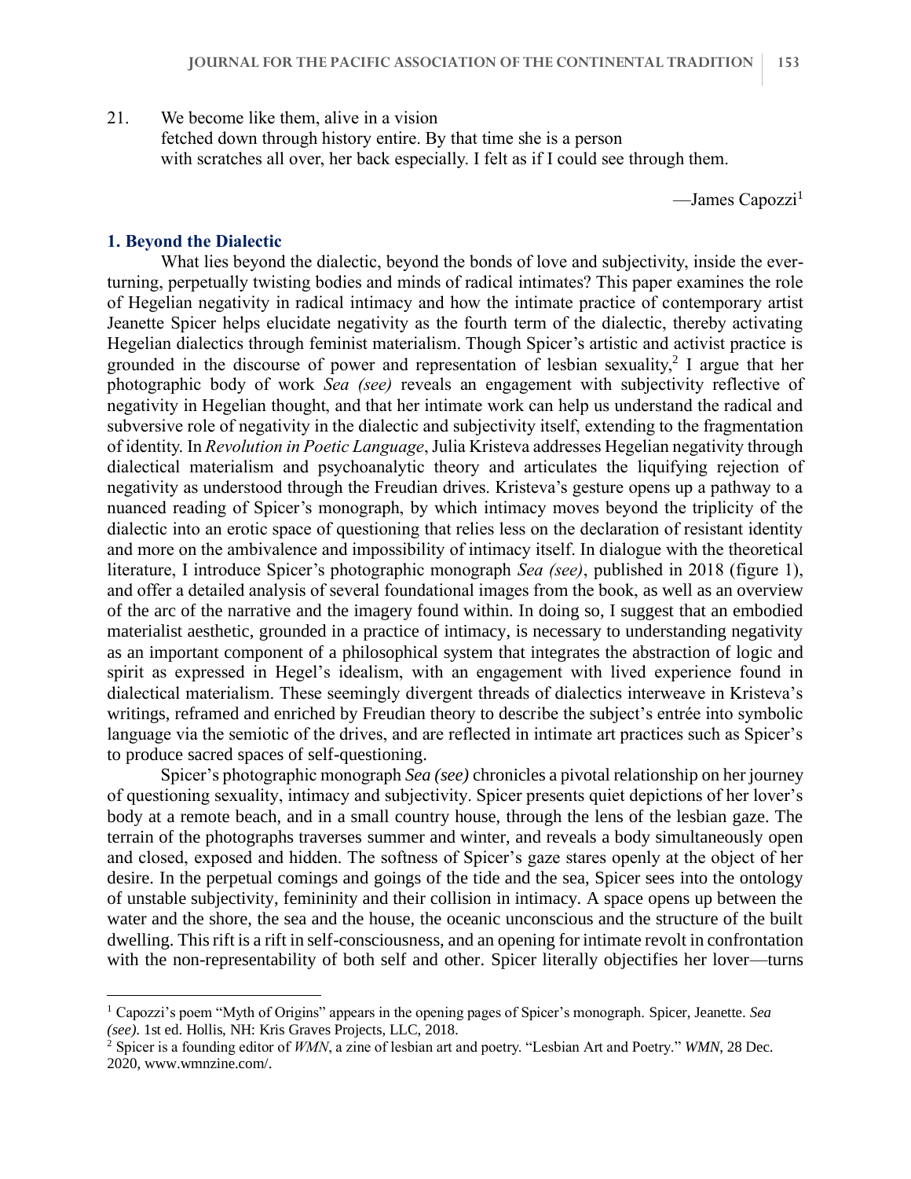21. We become like them, alive in a vision
    fetched down through history entire. By that time she is a person
    with scratches all over, her back especially. I felt as if I could see through them.

—James Capozzi[1]

## 1. Beyond the Dialectic

What lies beyond the dialectic, beyond the bonds of love and subjectivity, inside the ever-turning, perpetually twisting bodies and minds of radical intimates? This paper examines the role of Hegelian negativity in radical intimacy and how the intimate practice of contemporary artist Jeanette Spicer helps elucidate negativity as the fourth term of the dialectic, thereby activating Hegelian dialectics through feminist materialism. Though Spicer's artistic and activist practice is grounded in the discourse of power and representation of lesbian sexuality,[2] I argue that her photographic body of work *Sea (see)* reveals an engagement with subjectivity reflective of negativity in Hegelian thought, and that her intimate work can help us understand the radical and subversive role of negativity in the dialectic and subjectivity itself, extending to the fragmentation of identity. In *Revolution in Poetic Language*, Julia Kristeva addresses Hegelian negativity through dialectical materialism and psychoanalytic theory and articulates the liquifying rejection of negativity as understood through the Freudian drives. Kristeva's gesture opens up a pathway to a nuanced reading of Spicer's monograph, by which intimacy moves beyond the triplicity of the dialectic into an erotic space of questioning that relies less on the declaration of resistant identity and more on the ambivalence and impossibility of intimacy itself. In dialogue with the theoretical literature, I introduce Spicer's photographic monograph *Sea (see)*, published in 2018 (figure 1), and offer a detailed analysis of several foundational images from the book, as well as an overview of the arc of the narrative and the imagery found within. In doing so, I suggest that an embodied materialist aesthetic, grounded in a practice of intimacy, is necessary to understanding negativity as an important component of a philosophical system that integrates the abstraction of logic and spirit as expressed in Hegel's idealism, with an engagement with lived experience found in dialectical materialism. These seemingly divergent threads of dialectics interweave in Kristeva's writings, reframed and enriched by Freudian theory to describe the subject's entrée into symbolic language via the semiotic of the drives, and are reflected in intimate art practices such as Spicer's to produce sacred spaces of self-questioning.

Spicer's photographic monograph *Sea (see)* chronicles a pivotal relationship on her journey of questioning sexuality, intimacy and subjectivity. Spicer presents quiet depictions of her lover's body at a remote beach, and in a small country house, through the lens of the lesbian gaze. The terrain of the photographs traverses summer and winter, and reveals a body simultaneously open and closed, exposed and hidden. The softness of Spicer's gaze stares openly at the object of her desire. In the perpetual comings and goings of the tide and the sea, Spicer sees into the ontology of unstable subjectivity, femininity and their collision in intimacy. A space opens up between the water and the shore, the sea and the house, the oceanic unconscious and the structure of the built dwelling. This rift is a rift in self-consciousness, and an opening for intimate revolt in confrontation with the non-representability of both self and other. Spicer literally objectifies her lover—turns

---

[1] Capozzi's poem "Myth of Origins" appears in the opening pages of Spicer's monograph. Spicer, Jeanette. *Sea (see)*. 1st ed. Hollis, NH: Kris Graves Projects, LLC, 2018.

[2] Spicer is a founding editor of *WMN*, a zine of lesbian art and poetry. "Lesbian Art and Poetry." *WMN*, 28 Dec. 2020, www.wmnzine.com/.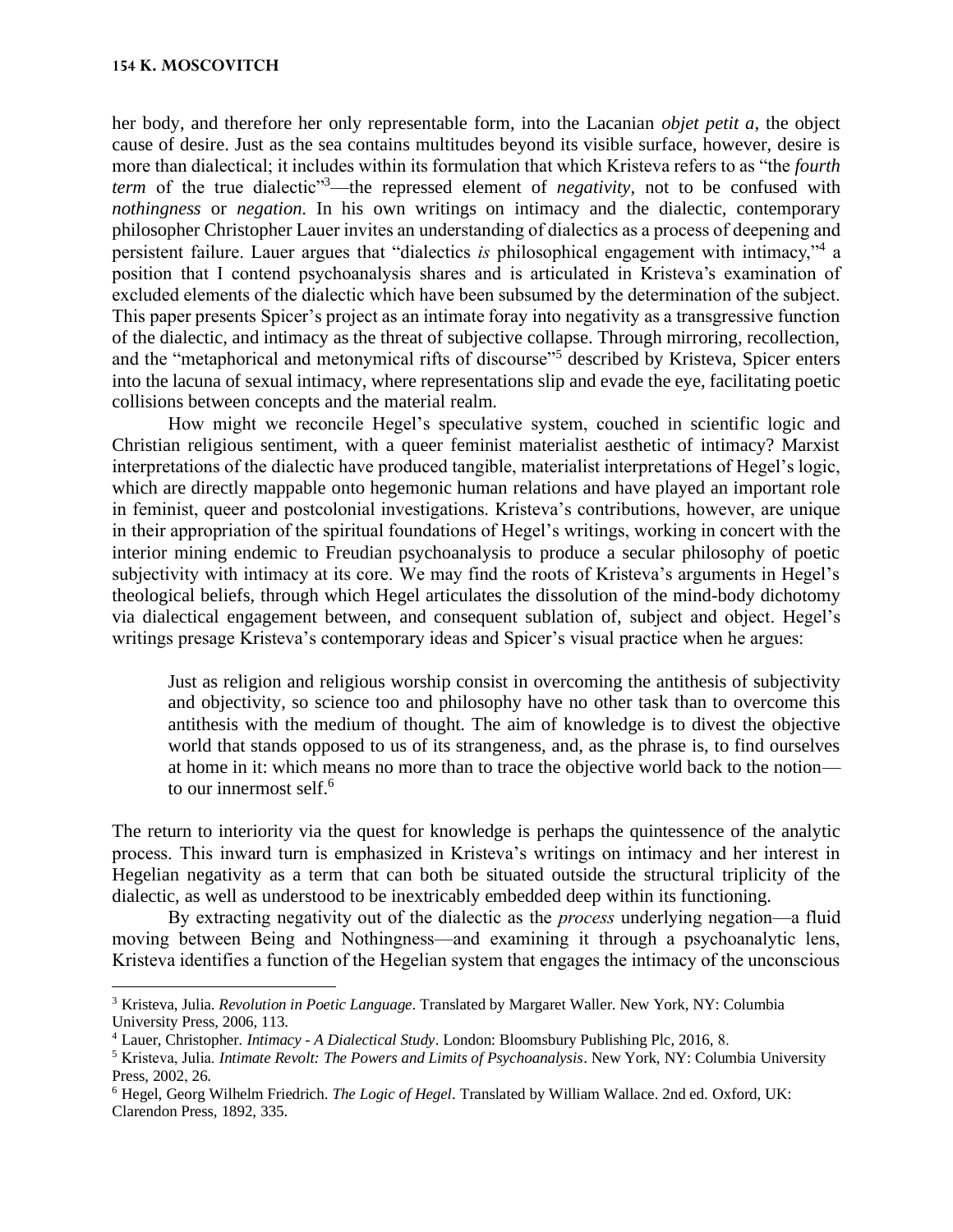her body, and therefore her only representable form, into the Lacanian *objet petit a*, the object cause of desire. Just as the sea contains multitudes beyond its visible surface, however, desire is more than dialectical; it includes within its formulation that which Kristeva refers to as "the *fourth term* of the true dialectic"[3]—the repressed element of *negativity*, not to be confused with *nothingness* or *negation.* In his own writings on intimacy and the dialectic, contemporary philosopher Christopher Lauer invites an understanding of dialectics as a process of deepening and persistent failure. Lauer argues that "dialectics *is* philosophical engagement with intimacy,"[4] a position that I contend psychoanalysis shares and is articulated in Kristeva's examination of excluded elements of the dialectic which have been subsumed by the determination of the subject. This paper presents Spicer's project as an intimate foray into negativity as a transgressive function of the dialectic, and intimacy as the threat of subjective collapse. Through mirroring, recollection, and the "metaphorical and metonymical rifts of discourse"[5] described by Kristeva, Spicer enters into the lacuna of sexual intimacy, where representations slip and evade the eye, facilitating poetic collisions between concepts and the material realm.

How might we reconcile Hegel's speculative system, couched in scientific logic and Christian religious sentiment, with a queer feminist materialist aesthetic of intimacy? Marxist interpretations of the dialectic have produced tangible, materialist interpretations of Hegel's logic, which are directly mappable onto hegemonic human relations and have played an important role in feminist, queer and postcolonial investigations. Kristeva's contributions, however, are unique in their appropriation of the spiritual foundations of Hegel's writings, working in concert with the interior mining endemic to Freudian psychoanalysis to produce a secular philosophy of poetic subjectivity with intimacy at its core. We may find the roots of Kristeva's arguments in Hegel's theological beliefs, through which Hegel articulates the dissolution of the mind-body dichotomy via dialectical engagement between, and consequent sublation of, subject and object. Hegel's writings presage Kristeva's contemporary ideas and Spicer's visual practice when he argues:

> Just as religion and religious worship consist in overcoming the antithesis of subjectivity and objectivity, so science too and philosophy have no other task than to overcome this antithesis with the medium of thought. The aim of knowledge is to divest the objective world that stands opposed to us of its strangeness, and, as the phrase is, to find ourselves at home in it: which means no more than to trace the objective world back to the notion—to our innermost self.[6]

The return to interiority via the quest for knowledge is perhaps the quintessence of the analytic process. This inward turn is emphasized in Kristeva's writings on intimacy and her interest in Hegelian negativity as a term that can both be situated outside the structural triplicity of the dialectic, as well as understood to be inextricably embedded deep within its functioning.

By extracting negativity out of the dialectic as the *process* underlying negation—a fluid moving between Being and Nothingness—and examining it through a psychoanalytic lens, Kristeva identifies a function of the Hegelian system that engages the intimacy of the unconscious

---

[3] Kristeva, Julia. *Revolution in Poetic Language*. Translated by Margaret Waller. New York, NY: Columbia University Press, 2006, 113.

[4] Lauer, Christopher. *Intimacy - A Dialectical Study*. London: Bloomsbury Publishing Plc, 2016, 8.

[5] Kristeva, Julia. *Intimate Revolt: The Powers and Limits of Psychoanalysis*. New York, NY: Columbia University Press, 2002, 26.

[6] Hegel, Georg Wilhelm Friedrich. *The Logic of Hegel*. Translated by William Wallace. 2nd ed. Oxford, UK: Clarendon Press, 1892, 335.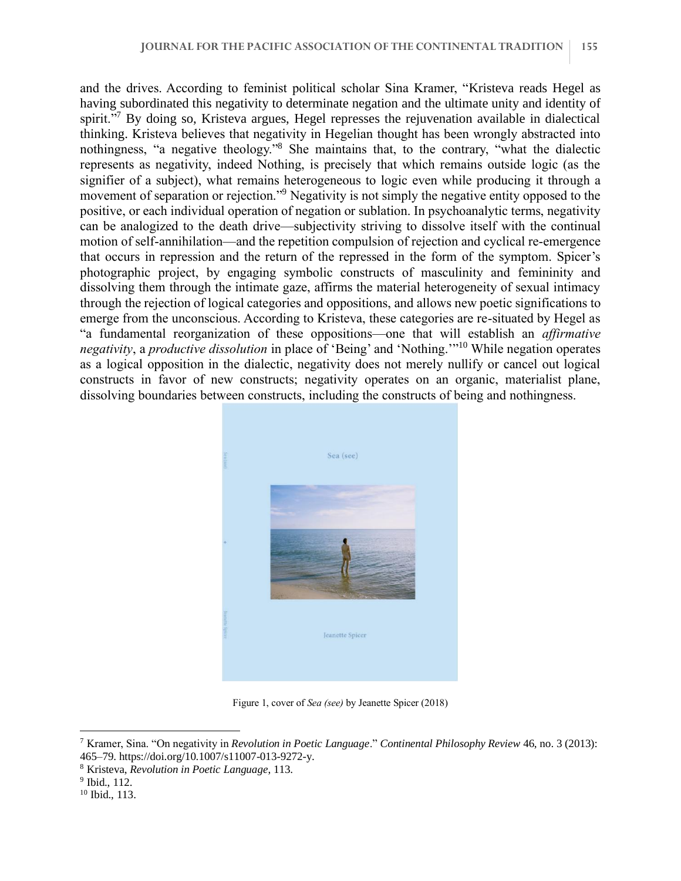and the drives. According to feminist political scholar Sina Kramer, "Kristeva reads Hegel as having subordinated this negativity to determinate negation and the ultimate unity and identity of spirit."[7] By doing so, Kristeva argues, Hegel represses the rejuvenation available in dialectical thinking. Kristeva believes that negativity in Hegelian thought has been wrongly abstracted into nothingness, "a negative theology."[8] She maintains that, to the contrary, "what the dialectic represents as negativity, indeed Nothing, is precisely that which remains outside logic (as the signifier of a subject), what remains heterogeneous to logic even while producing it through a movement of separation or rejection."[9] Negativity is not simply the negative entity opposed to the positive, or each individual operation of negation or sublation. In psychoanalytic terms, negativity can be analogized to the death drive—subjectivity striving to dissolve itself with the continual motion of self-annihilation—and the repetition compulsion of rejection and cyclical re-emergence that occurs in repression and the return of the repressed in the form of the symptom. Spicer's photographic project, by engaging symbolic constructs of masculinity and femininity and dissolving them through the intimate gaze, affirms the material heterogeneity of sexual intimacy through the rejection of logical categories and oppositions, and allows new poetic significations to emerge from the unconscious. According to Kristeva, these categories are re-situated by Hegel as "a fundamental reorganization of these oppositions—one that will establish an *affirmative negativity*, a *productive dissolution* in place of 'Being' and 'Nothing.'"[10] While negation operates as a logical opposition in the dialectic, negativity does not merely nullify or cancel out logical constructs in favor of new constructs; negativity operates on an organic, materialist plane, dissolving boundaries between constructs, including the constructs of being and nothingness.

Figure 1, cover of *Sea (see)* by Jeanette Spicer (2018)

[7] Kramer, Sina. "On negativity in *Revolution in Poetic Language*." *Continental Philosophy Review* 46, no. 3 (2013): 465–79. https://doi.org/10.1007/s11007-013-9272-y.

[8] Kristeva, *Revolution in Poetic Language*, 113.

[9] Ibid., 112.

[10] Ibid., 113.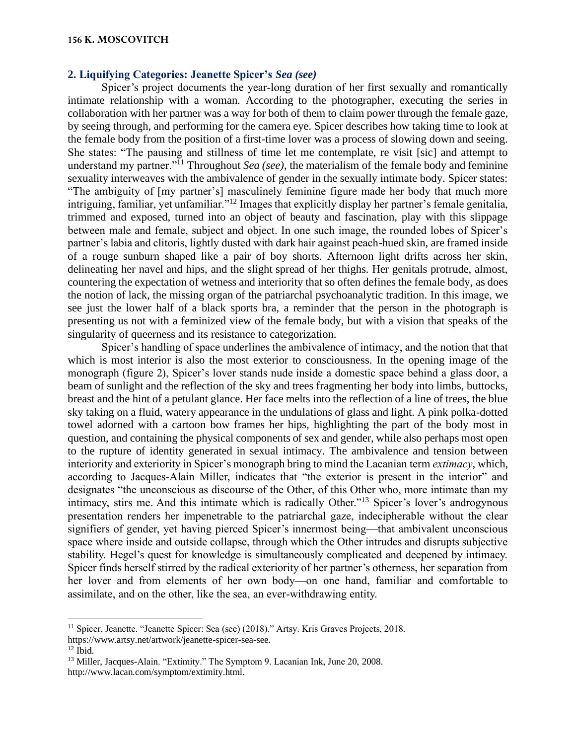## 2. Liquifying Categories: Jeanette Spicer's *Sea (see)*

Spicer's project documents the year-long duration of her first sexually and romantically intimate relationship with a woman. According to the photographer, executing the series in collaboration with her partner was a way for both of them to claim power through the female gaze, by seeing through, and performing for the camera eye. Spicer describes how taking time to look at the female body from the position of a first-time lover was a process of slowing down and seeing. She states: "The pausing and stillness of time let me contemplate, re visit [sic] and attempt to understand my partner."[11] Throughout *Sea (see)*, the materialism of the female body and feminine sexuality interweaves with the ambivalence of gender in the sexually intimate body. Spicer states: "The ambiguity of [my partner's] masculinely feminine figure made her body that much more intriguing, familiar, yet unfamiliar."[12] Images that explicitly display her partner's female genitalia, trimmed and exposed, turned into an object of beauty and fascination, play with this slippage between male and female, subject and object. In one such image, the rounded lobes of Spicer's partner's labia and clitoris, lightly dusted with dark hair against peach-hued skin, are framed inside of a rouge sunburn shaped like a pair of boy shorts. Afternoon light drifts across her skin, delineating her navel and hips, and the slight spread of her thighs. Her genitals protrude, almost, countering the expectation of wetness and interiority that so often defines the female body, as does the notion of lack, the missing organ of the patriarchal psychoanalytic tradition. In this image, we see just the lower half of a black sports bra, a reminder that the person in the photograph is presenting us not with a feminized view of the female body, but with a vision that speaks of the singularity of queerness and its resistance to categorization.

Spicer's handling of space underlines the ambivalence of intimacy, and the notion that that which is most interior is also the most exterior to consciousness. In the opening image of the monograph (figure 2), Spicer's lover stands nude inside a domestic space behind a glass door, a beam of sunlight and the reflection of the sky and trees fragmenting her body into limbs, buttocks, breast and the hint of a petulant glance. Her face melts into the reflection of a line of trees, the blue sky taking on a fluid, watery appearance in the undulations of glass and light. A pink polka-dotted towel adorned with a cartoon bow frames her hips, highlighting the part of the body most in question, and containing the physical components of sex and gender, while also perhaps most open to the rupture of identity generated in sexual intimacy. The ambivalence and tension between interiority and exteriority in Spicer's monograph bring to mind the Lacanian term *extimacy*, which, according to Jacques-Alain Miller, indicates that "the exterior is present in the interior" and designates "the unconscious as discourse of the Other, of this Other who, more intimate than my intimacy, stirs me. And this intimate which is radically Other."[13] Spicer's lover's androgynous presentation renders her impenetrable to the patriarchal gaze, indecipherable without the clear signifiers of gender, yet having pierced Spicer's innermost being—that ambivalent unconscious space where inside and outside collapse, through which the Other intrudes and disrupts subjective stability. Hegel's quest for knowledge is simultaneously complicated and deepened by intimacy. Spicer finds herself stirred by the radical exteriority of her partner's otherness, her separation from her lover and from elements of her own body—on one hand, familiar and comfortable to assimilate, and on the other, like the sea, an ever-withdrawing entity.

---

[11] Spicer, Jeanette. "Jeanette Spicer: Sea (see) (2018)." Artsy. Kris Graves Projects, 2018. https://www.artsy.net/artwork/jeanette-spicer-sea-see.

[12] Ibid.

[13] Miller, Jacques-Alain. "Extimity." The Symptom 9. Lacanian Ink, June 20, 2008. http://www.lacan.com/symptom/extimity.html.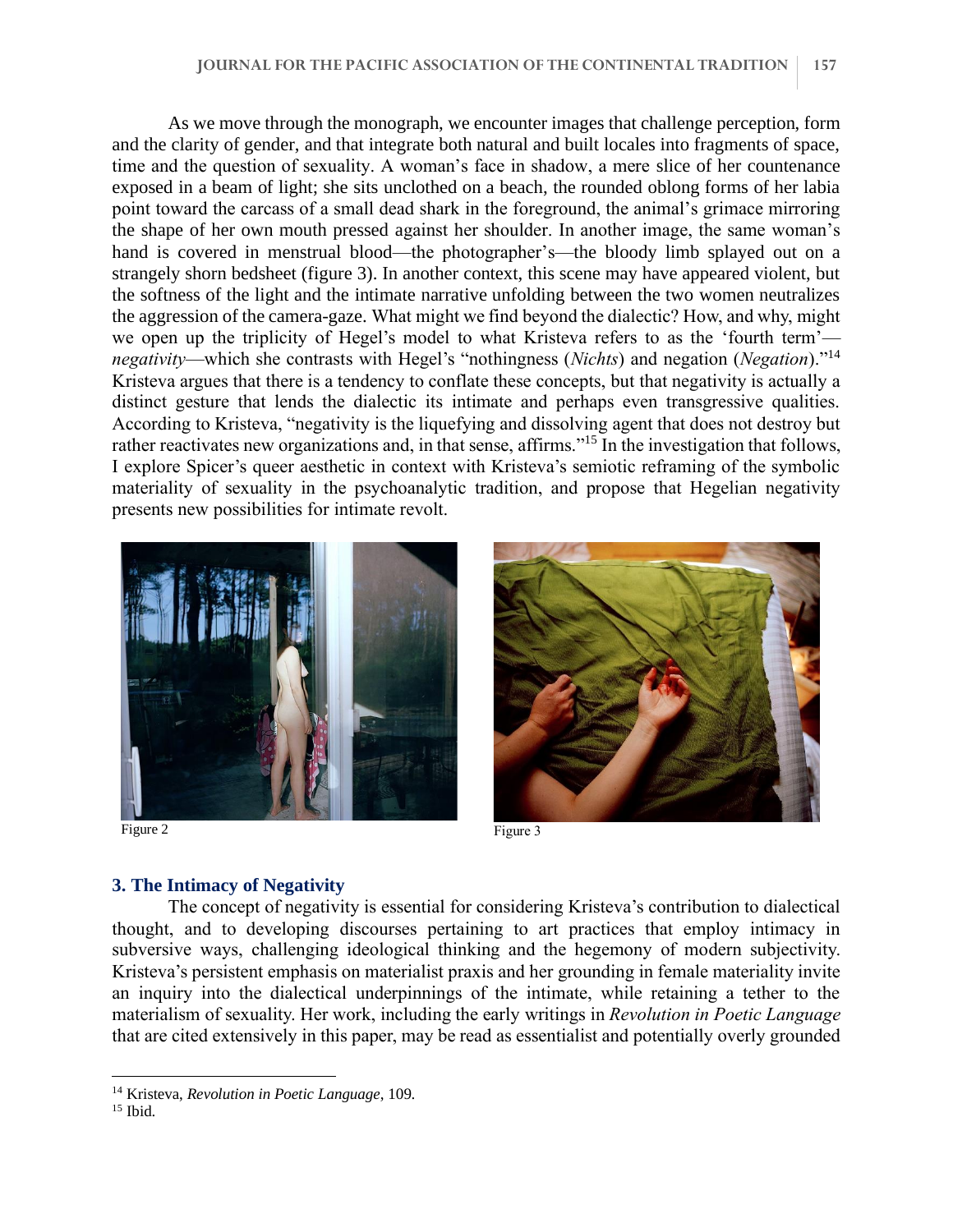As we move through the monograph, we encounter images that challenge perception, form and the clarity of gender, and that integrate both natural and built locales into fragments of space, time and the question of sexuality. A woman's face in shadow, a mere slice of her countenance exposed in a beam of light; she sits unclothed on a beach, the rounded oblong forms of her labia point toward the carcass of a small dead shark in the foreground, the animal's grimace mirroring the shape of her own mouth pressed against her shoulder. In another image, the same woman's hand is covered in menstrual blood—the photographer's—the bloody limb splayed out on a strangely shorn bedsheet (figure 3). In another context, this scene may have appeared violent, but the softness of the light and the intimate narrative unfolding between the two women neutralizes the aggression of the camera-gaze. What might we find beyond the dialectic? How, and why, might we open up the triplicity of Hegel's model to what Kristeva refers to as the 'fourth term'—*negativity*—which she contrasts with Hegel's "nothingness (*Nichts*) and negation (*Negation*)."[14] Kristeva argues that there is a tendency to conflate these concepts, but that negativity is actually a distinct gesture that lends the dialectic its intimate and perhaps even transgressive qualities. According to Kristeva, "negativity is the liquefying and dissolving agent that does not destroy but rather reactivates new organizations and, in that sense, affirms."[15] In the investigation that follows, I explore Spicer's queer aesthetic in context with Kristeva's semiotic reframing of the symbolic materiality of sexuality in the psychoanalytic tradition, and propose that Hegelian negativity presents new possibilities for intimate revolt.

Figure 2

Figure 3

## 3. The Intimacy of Negativity

The concept of negativity is essential for considering Kristeva's contribution to dialectical thought, and to developing discourses pertaining to art practices that employ intimacy in subversive ways, challenging ideological thinking and the hegemony of modern subjectivity. Kristeva's persistent emphasis on materialist praxis and her grounding in female materiality invite an inquiry into the dialectical underpinnings of the intimate, while retaining a tether to the materialism of sexuality. Her work, including the early writings in *Revolution in Poetic Language* that are cited extensively in this paper, may be read as essentialist and potentially overly grounded

---

[14] Kristeva, *Revolution in Poetic Language*, 109.

[15] Ibid.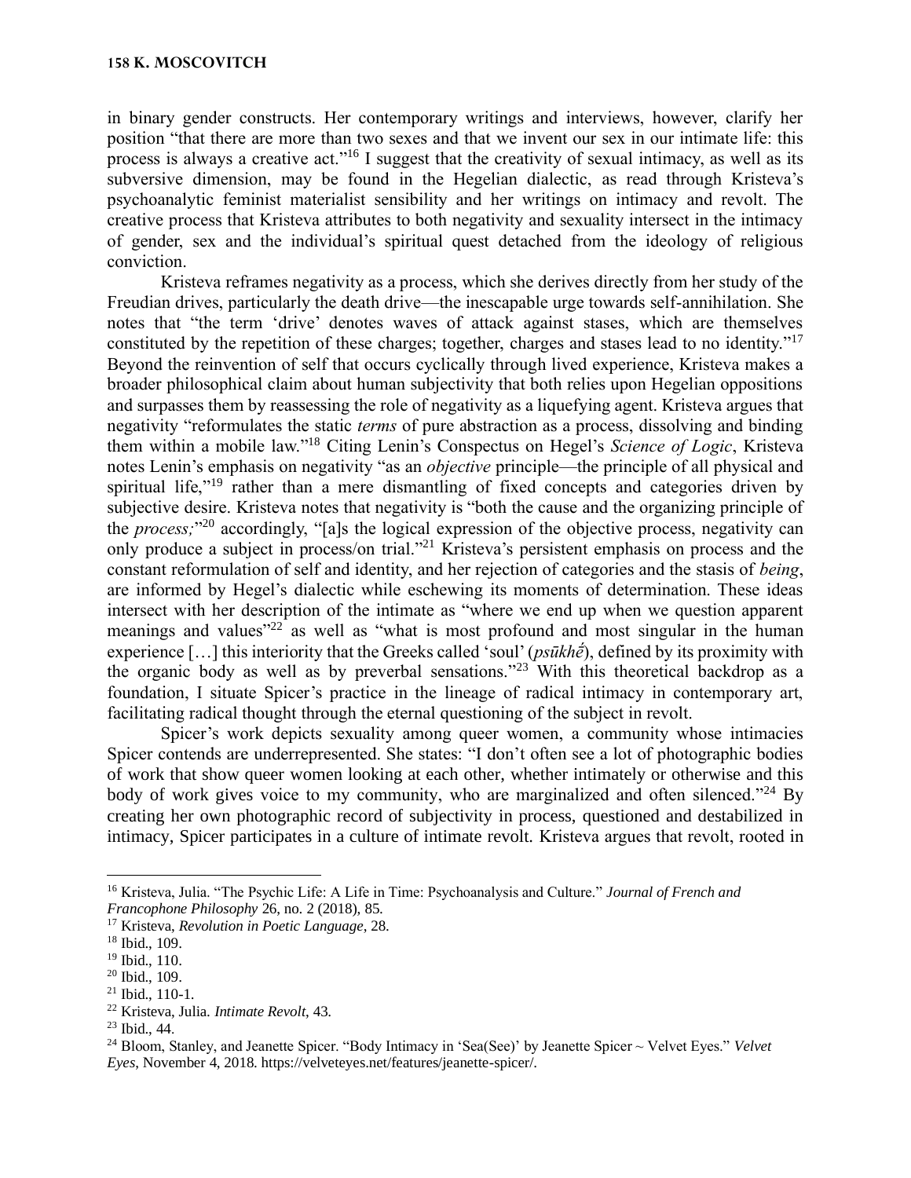in binary gender constructs. Her contemporary writings and interviews, however, clarify her position "that there are more than two sexes and that we invent our sex in our intimate life: this process is always a creative act."[16] I suggest that the creativity of sexual intimacy, as well as its subversive dimension, may be found in the Hegelian dialectic, as read through Kristeva's psychoanalytic feminist materialist sensibility and her writings on intimacy and revolt. The creative process that Kristeva attributes to both negativity and sexuality intersect in the intimacy of gender, sex and the individual's spiritual quest detached from the ideology of religious conviction.

Kristeva reframes negativity as a process, which she derives directly from her study of the Freudian drives, particularly the death drive—the inescapable urge towards self-annihilation. She notes that "the term 'drive' denotes waves of attack against stases, which are themselves constituted by the repetition of these charges; together, charges and stases lead to no identity."[17] Beyond the reinvention of self that occurs cyclically through lived experience, Kristeva makes a broader philosophical claim about human subjectivity that both relies upon Hegelian oppositions and surpasses them by reassessing the role of negativity as a liquefying agent. Kristeva argues that negativity "reformulates the static *terms* of pure abstraction as a process, dissolving and binding them within a mobile law."[18] Citing Lenin's Conspectus on Hegel's *Science of Logic*, Kristeva notes Lenin's emphasis on negativity "as an *objective* principle—the principle of all physical and spiritual life,"[19] rather than a mere dismantling of fixed concepts and categories driven by subjective desire. Kristeva notes that negativity is "both the cause and the organizing principle of the *process*;"[20] accordingly, "[a]s the logical expression of the objective process, negativity can only produce a subject in process/on trial."[21] Kristeva's persistent emphasis on process and the constant reformulation of self and identity, and her rejection of categories and the stasis of *being*, are informed by Hegel's dialectic while eschewing its moments of determination. These ideas intersect with her description of the intimate as "where we end up when we question apparent meanings and values"[22] as well as "what is most profound and most singular in the human experience […] this interiority that the Greeks called 'soul' (*psūkhḗ*), defined by its proximity with the organic body as well as by preverbal sensations."[23] With this theoretical backdrop as a foundation, I situate Spicer's practice in the lineage of radical intimacy in contemporary art, facilitating radical thought through the eternal questioning of the subject in revolt.

Spicer's work depicts sexuality among queer women, a community whose intimacies Spicer contends are underrepresented. She states: "I don't often see a lot of photographic bodies of work that show queer women looking at each other, whether intimately or otherwise and this body of work gives voice to my community, who are marginalized and often silenced."[24] By creating her own photographic record of subjectivity in process, questioned and destabilized in intimacy, Spicer participates in a culture of intimate revolt. Kristeva argues that revolt, rooted in

---

[16] Kristeva, Julia. "The Psychic Life: A Life in Time: Psychoanalysis and Culture." *Journal of French and Francophone Philosophy* 26, no. 2 (2018), 85.

[17] Kristeva, *Revolution in Poetic Language*, 28.

[18] Ibid., 109.

[19] Ibid., 110.

[20] Ibid., 109.

[21] Ibid., 110-1.

[22] Kristeva, Julia. *Intimate Revolt*, 43.

[23] Ibid., 44.

[24] Bloom, Stanley, and Jeanette Spicer. "Body Intimacy in 'Sea(See)' by Jeanette Spicer ~ Velvet Eyes." *Velvet Eyes*, November 4, 2018. https://velveteyes.net/features/jeanette-spicer/.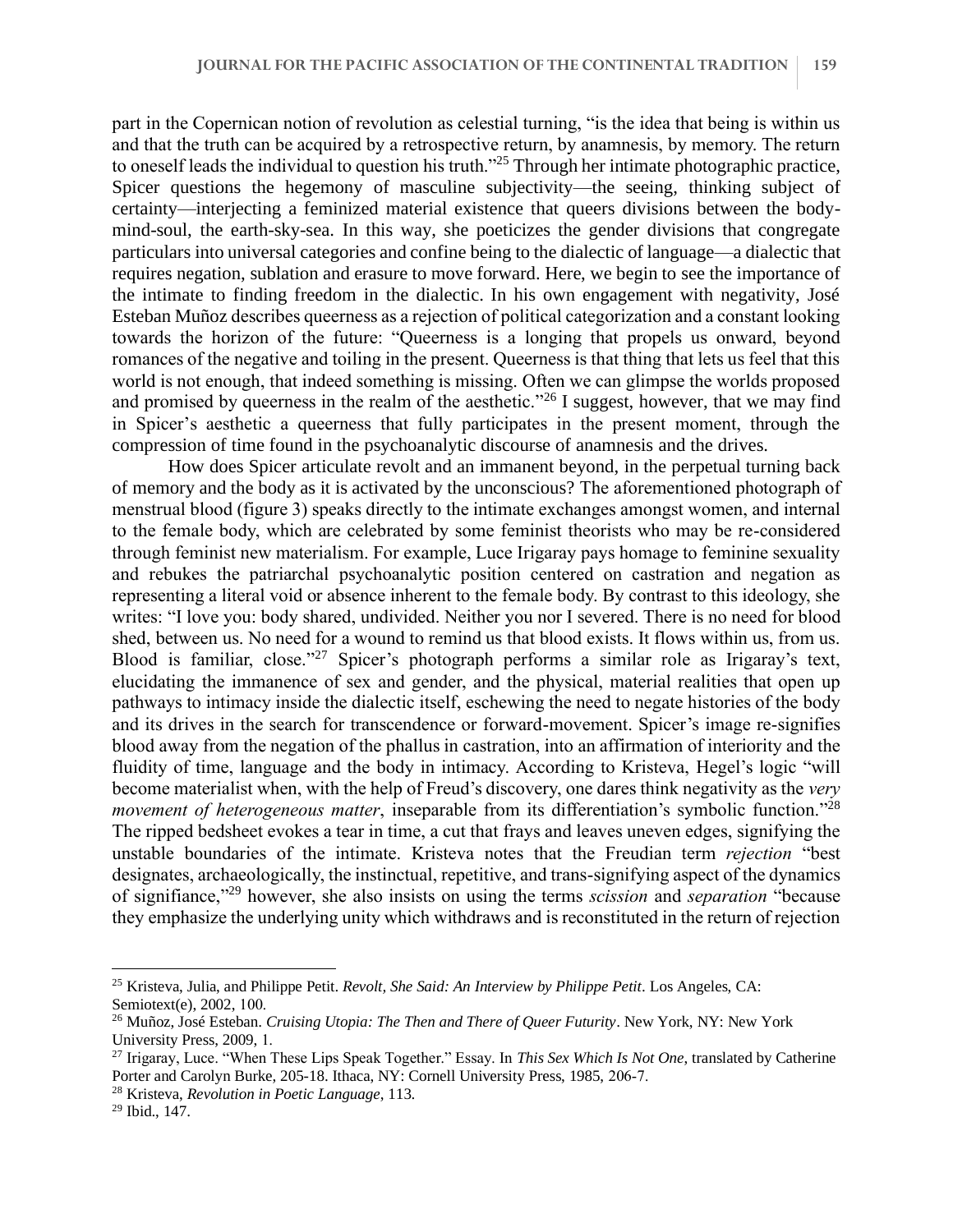part in the Copernican notion of revolution as celestial turning, "is the idea that being is within us and that the truth can be acquired by a retrospective return, by anamnesis, by memory. The return to oneself leads the individual to question his truth."[25] Through her intimate photographic practice, Spicer questions the hegemony of masculine subjectivity—the seeing, thinking subject of certainty—interjecting a feminized material existence that queers divisions between the body-mind-soul, the earth-sky-sea. In this way, she poeticizes the gender divisions that congregate particulars into universal categories and confine being to the dialectic of language—a dialectic that requires negation, sublation and erasure to move forward. Here, we begin to see the importance of the intimate to finding freedom in the dialectic. In his own engagement with negativity, José Esteban Muñoz describes queerness as a rejection of political categorization and a constant looking towards the horizon of the future: "Queerness is a longing that propels us onward, beyond romances of the negative and toiling in the present. Queerness is that thing that lets us feel that this world is not enough, that indeed something is missing. Often we can glimpse the worlds proposed and promised by queerness in the realm of the aesthetic."[26] I suggest, however, that we may find in Spicer's aesthetic a queerness that fully participates in the present moment, through the compression of time found in the psychoanalytic discourse of anamnesis and the drives.

How does Spicer articulate revolt and an immanent beyond, in the perpetual turning back of memory and the body as it is activated by the unconscious? The aforementioned photograph of menstrual blood (figure 3) speaks directly to the intimate exchanges amongst women, and internal to the female body, which are celebrated by some feminist theorists who may be re-considered through feminist new materialism. For example, Luce Irigaray pays homage to feminine sexuality and rebukes the patriarchal psychoanalytic position centered on castration and negation as representing a literal void or absence inherent to the female body. By contrast to this ideology, she writes: "I love you: body shared, undivided. Neither you nor I severed. There is no need for blood shed, between us. No need for a wound to remind us that blood exists. It flows within us, from us. Blood is familiar, close."[27] Spicer's photograph performs a similar role as Irigaray's text, elucidating the immanence of sex and gender, and the physical, material realities that open up pathways to intimacy inside the dialectic itself, eschewing the need to negate histories of the body and its drives in the search for transcendence or forward-movement. Spicer's image re-signifies blood away from the negation of the phallus in castration, into an affirmation of interiority and the fluidity of time, language and the body in intimacy. According to Kristeva, Hegel's logic "will become materialist when, with the help of Freud's discovery, one dares think negativity as the *very movement of heterogeneous matter*, inseparable from its differentiation's symbolic function."[28] The ripped bedsheet evokes a tear in time, a cut that frays and leaves uneven edges, signifying the unstable boundaries of the intimate. Kristeva notes that the Freudian term *rejection* "best designates, archaeologically, the instinctual, repetitive, and trans-signifying aspect of the dynamics of significance,"[29] however, she also insists on using the terms *scission* and *separation* "because they emphasize the underlying unity which withdraws and is reconstituted in the return of rejection

---

[25] Kristeva, Julia, and Philippe Petit. *Revolt, She Said: An Interview by Philippe Petit*. Los Angeles, CA: Semiotext(e), 2002, 100.

[26] Muñoz, José Esteban. *Cruising Utopia: The Then and There of Queer Futurity*. New York, NY: New York University Press, 2009, 1.

[27] Irigaray, Luce. "When These Lips Speak Together." Essay. In *This Sex Which Is Not One*, translated by Catherine Porter and Carolyn Burke, 205-18. Ithaca, NY: Cornell University Press, 1985, 206-7.

[28] Kristeva, *Revolution in Poetic Language*, 113.

[29] Ibid., 147.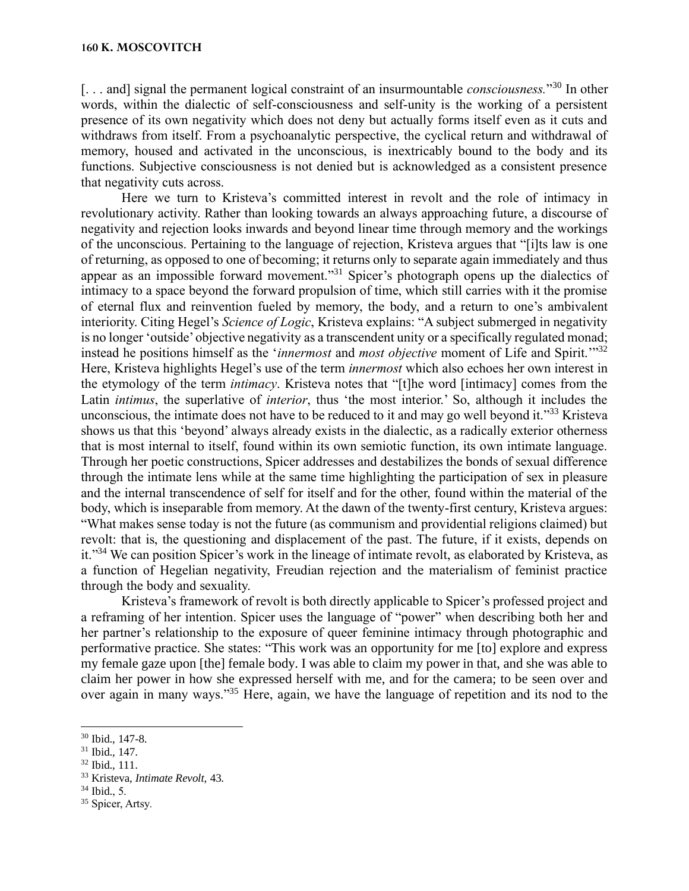[. . . and] signal the permanent logical constraint of an insurmountable *consciousness*."[30] In other words, within the dialectic of self-consciousness and self-unity is the working of a persistent presence of its own negativity which does not deny but actually forms itself even as it cuts and withdraws from itself. From a psychoanalytic perspective, the cyclical return and withdrawal of memory, housed and activated in the unconscious, is inextricably bound to the body and its functions. Subjective consciousness is not denied but is acknowledged as a consistent presence that negativity cuts across.

Here we turn to Kristeva's committed interest in revolt and the role of intimacy in revolutionary activity. Rather than looking towards an always approaching future, a discourse of negativity and rejection looks inwards and beyond linear time through memory and the workings of the unconscious. Pertaining to the language of rejection, Kristeva argues that "[i]ts law is one of returning, as opposed to one of becoming; it returns only to separate again immediately and thus appear as an impossible forward movement."[31] Spicer's photograph opens up the dialectics of intimacy to a space beyond the forward propulsion of time, which still carries with it the promise of eternal flux and reinvention fueled by memory, the body, and a return to one's ambivalent interiority. Citing Hegel's *Science of Logic*, Kristeva explains: "A subject submerged in negativity is no longer 'outside' objective negativity as a transcendent unity or a specifically regulated monad; instead he positions himself as the '*innermost* and *most objective* moment of Life and Spirit.'"[32] Here, Kristeva highlights Hegel's use of the term *innermost* which also echoes her own interest in the etymology of the term *intimacy*. Kristeva notes that "[t]he word [intimacy] comes from the Latin *intimus*, the superlative of *interior*, thus 'the most interior.' So, although it includes the unconscious, the intimate does not have to be reduced to it and may go well beyond it."[33] Kristeva shows us that this 'beyond' always already exists in the dialectic, as a radically exterior otherness that is most internal to itself, found within its own semiotic function, its own intimate language. Through her poetic constructions, Spicer addresses and destabilizes the bonds of sexual difference through the intimate lens while at the same time highlighting the participation of sex in pleasure and the internal transcendence of self for itself and for the other, found within the material of the body, which is inseparable from memory. At the dawn of the twenty-first century, Kristeva argues: "What makes sense today is not the future (as communism and providential religions claimed) but revolt: that is, the questioning and displacement of the past. The future, if it exists, depends on it."[34] We can position Spicer's work in the lineage of intimate revolt, as elaborated by Kristeva, as a function of Hegelian negativity, Freudian rejection and the materialism of feminist practice through the body and sexuality.

Kristeva's framework of revolt is both directly applicable to Spicer's professed project and a reframing of her intention. Spicer uses the language of "power" when describing both her and her partner's relationship to the exposure of queer feminine intimacy through photographic and performative practice. She states: "This work was an opportunity for me [to] explore and express my female gaze upon [the] female body. I was able to claim my power in that, and she was able to claim her power in how she expressed herself with me, and for the camera; to be seen over and over again in many ways."[35] Here, again, we have the language of repetition and its nod to the

---

[30] Ibid., 147-8.
[31] Ibid., 147.
[32] Ibid., 111.
[33] Kristeva, *Intimate Revolt,* 43.
[34] Ibid., 5.
[35] Spicer, Artsy.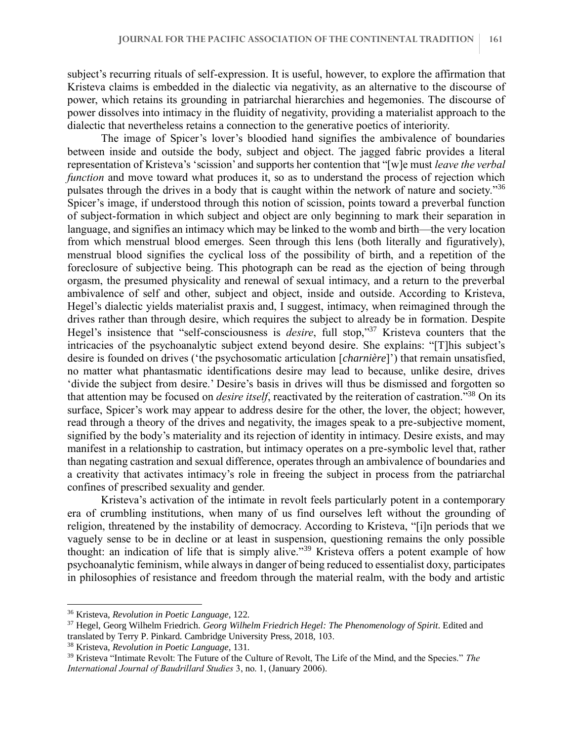subject's recurring rituals of self-expression. It is useful, however, to explore the affirmation that Kristeva claims is embedded in the dialectic via negativity, as an alternative to the discourse of power, which retains its grounding in patriarchal hierarchies and hegemonies. The discourse of power dissolves into intimacy in the fluidity of negativity, providing a materialist approach to the dialectic that nevertheless retains a connection to the generative poetics of interiority.

The image of Spicer's lover's bloodied hand signifies the ambivalence of boundaries between inside and outside the body, subject and object. The jagged fabric provides a literal representation of Kristeva's 'scission' and supports her contention that "[w]e must *leave the verbal function* and move toward what produces it, so as to understand the process of rejection which pulsates through the drives in a body that is caught within the network of nature and society."[36] Spicer's image, if understood through this notion of scission, points toward a preverbal function of subject-formation in which subject and object are only beginning to mark their separation in language, and signifies an intimacy which may be linked to the womb and birth—the very location from which menstrual blood emerges. Seen through this lens (both literally and figuratively), menstrual blood signifies the cyclical loss of the possibility of birth, and a repetition of the foreclosure of subjective being. This photograph can be read as the ejection of being through orgasm, the presumed physicality and renewal of sexual intimacy, and a return to the preverbal ambivalence of self and other, subject and object, inside and outside. According to Kristeva, Hegel's dialectic yields materialist praxis and, I suggest, intimacy, when reimagined through the drives rather than through desire, which requires the subject to already be in formation. Despite Hegel's insistence that "self-consciousness is *desire*, full stop,"[37] Kristeva counters that the intricacies of the psychoanalytic subject extend beyond desire. She explains: "[T]his subject's desire is founded on drives ('the psychosomatic articulation [*charnière*]') that remain unsatisfied, no matter what phantasmatic identifications desire may lead to because, unlike desire, drives 'divide the subject from desire.' Desire's basis in drives will thus be dismissed and forgotten so that attention may be focused on *desire itself*, reactivated by the reiteration of castration."[38] On its surface, Spicer's work may appear to address desire for the other, the lover, the object; however, read through a theory of the drives and negativity, the images speak to a pre-subjective moment, signified by the body's materiality and its rejection of identity in intimacy. Desire exists, and may manifest in a relationship to castration, but intimacy operates on a pre-symbolic level that, rather than negating castration and sexual difference, operates through an ambivalence of boundaries and a creativity that activates intimacy's role in freeing the subject in process from the patriarchal confines of prescribed sexuality and gender.

Kristeva's activation of the intimate in revolt feels particularly potent in a contemporary era of crumbling institutions, when many of us find ourselves left without the grounding of religion, threatened by the instability of democracy. According to Kristeva, "[i]n periods that we vaguely sense to be in decline or at least in suspension, questioning remains the only possible thought: an indication of life that is simply alive."[39] Kristeva offers a potent example of how psychoanalytic feminism, while always in danger of being reduced to essentialist doxy, participates in philosophies of resistance and freedom through the material realm, with the body and artistic

---

[36] Kristeva, *Revolution in Poetic Language*, 122.

[37] Hegel, Georg Wilhelm Friedrich. *Georg Wilhelm Friedrich Hegel: The Phenomenology of Spirit*. Edited and translated by Terry P. Pinkard. Cambridge University Press, 2018, 103.

[38] Kristeva, *Revolution in Poetic Language*, 131.

[39] Kristeva "Intimate Revolt: The Future of the Culture of Revolt, The Life of the Mind, and the Species." *The International Journal of Baudrillard Studies* 3, no. 1, (January 2006).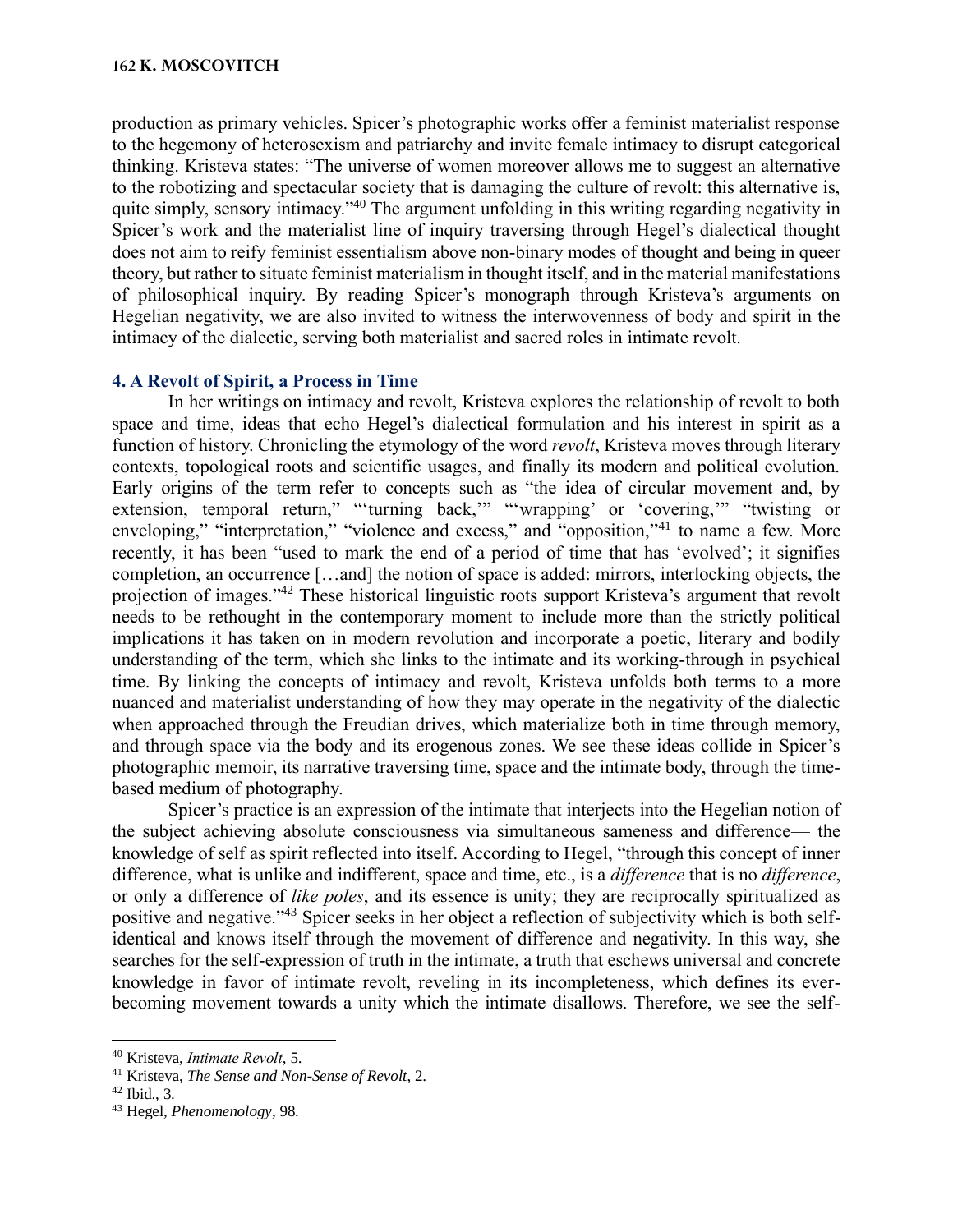production as primary vehicles. Spicer's photographic works offer a feminist materialist response to the hegemony of heterosexism and patriarchy and invite female intimacy to disrupt categorical thinking. Kristeva states: "The universe of women moreover allows me to suggest an alternative to the robotizing and spectacular society that is damaging the culture of revolt: this alternative is, quite simply, sensory intimacy."[40] The argument unfolding in this writing regarding negativity in Spicer's work and the materialist line of inquiry traversing through Hegel's dialectical thought does not aim to reify feminist essentialism above non-binary modes of thought and being in queer theory, but rather to situate feminist materialism in thought itself, and in the material manifestations of philosophical inquiry. By reading Spicer's monograph through Kristeva's arguments on Hegelian negativity, we are also invited to witness the interwovenness of body and spirit in the intimacy of the dialectic, serving both materialist and sacred roles in intimate revolt.

## 4. A Revolt of Spirit, a Process in Time

In her writings on intimacy and revolt, Kristeva explores the relationship of revolt to both space and time, ideas that echo Hegel's dialectical formulation and his interest in spirit as a function of history. Chronicling the etymology of the word *revolt*, Kristeva moves through literary contexts, topological roots and scientific usages, and finally its modern and political evolution. Early origins of the term refer to concepts such as "the idea of circular movement and, by extension, temporal return," "'turning back,'" "'wrapping' or 'covering,'" "twisting or enveloping," "interpretation," "violence and excess," and "opposition,"[41] to name a few. More recently, it has been "used to mark the end of a period of time that has 'evolved'; it signifies completion, an occurrence […and] the notion of space is added: mirrors, interlocking objects, the projection of images."[42] These historical linguistic roots support Kristeva's argument that revolt needs to be rethought in the contemporary moment to include more than the strictly political implications it has taken on in modern revolution and incorporate a poetic, literary and bodily understanding of the term, which she links to the intimate and its working-through in psychical time. By linking the concepts of intimacy and revolt, Kristeva unfolds both terms to a more nuanced and materialist understanding of how they may operate in the negativity of the dialectic when approached through the Freudian drives, which materialize both in time through memory, and through space via the body and its erogenous zones. We see these ideas collide in Spicer's photographic memoir, its narrative traversing time, space and the intimate body, through the time-based medium of photography.

Spicer's practice is an expression of the intimate that interjects into the Hegelian notion of the subject achieving absolute consciousness via simultaneous sameness and difference— the knowledge of self as spirit reflected into itself. According to Hegel, "through this concept of inner difference, what is unlike and indifferent, space and time, etc., is a *difference* that is no *difference*, or only a difference of *like poles*, and its essence is unity; they are reciprocally spiritualized as positive and negative."[43] Spicer seeks in her object a reflection of subjectivity which is both self-identical and knows itself through the movement of difference and negativity. In this way, she searches for the self-expression of truth in the intimate, a truth that eschews universal and concrete knowledge in favor of intimate revolt, reveling in its incompleteness, which defines its ever-becoming movement towards a unity which the intimate disallows. Therefore, we see the self-

[40] Kristeva, *Intimate Revolt*, 5.

[41] Kristeva, *The Sense and Non-Sense of Revolt*, 2.

[42] Ibid., 3.

[43] Hegel, *Phenomenology*, 98.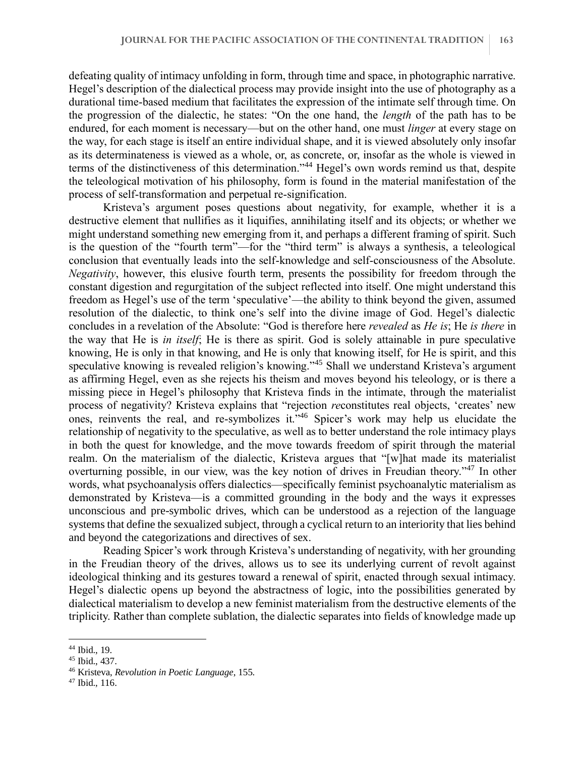defeating quality of intimacy unfolding in form, through time and space, in photographic narrative. Hegel's description of the dialectical process may provide insight into the use of photography as a durational time-based medium that facilitates the expression of the intimate self through time. On the progression of the dialectic, he states: "On the one hand, the *length* of the path has to be endured, for each moment is necessary—but on the other hand, one must *linger* at every stage on the way, for each stage is itself an entire individual shape, and it is viewed absolutely only insofar as its determinateness is viewed as a whole, or, as concrete, or, insofar as the whole is viewed in terms of the distinctiveness of this determination."[44] Hegel's own words remind us that, despite the teleological motivation of his philosophy, form is found in the material manifestation of the process of self-transformation and perpetual re-signification.

Kristeva's argument poses questions about negativity, for example, whether it is a destructive element that nullifies as it liquifies, annihilating itself and its objects; or whether we might understand something new emerging from it, and perhaps a different framing of spirit. Such is the question of the "fourth term"—for the "third term" is always a synthesis, a teleological conclusion that eventually leads into the self-knowledge and self-consciousness of the Absolute. *Negativity*, however, this elusive fourth term, presents the possibility for freedom through the constant digestion and regurgitation of the subject reflected into itself. One might understand this freedom as Hegel's use of the term 'speculative'—the ability to think beyond the given, assumed resolution of the dialectic, to think one's self into the divine image of God. Hegel's dialectic concludes in a revelation of the Absolute: "God is therefore here *revealed* as *He is*; He *is there* in the way that He is *in itself*; He is there as spirit. God is solely attainable in pure speculative knowing, He is only in that knowing, and He is only that knowing itself, for He is spirit, and this speculative knowing is revealed religion's knowing."[45] Shall we understand Kristeva's argument as affirming Hegel, even as she rejects his theism and moves beyond his teleology, or is there a missing piece in Hegel's philosophy that Kristeva finds in the intimate, through the materialist process of negativity? Kristeva explains that "rejection *re*constitutes real objects, 'creates' new ones, reinvents the real, and re-symbolizes it."[46] Spicer's work may help us elucidate the relationship of negativity to the speculative, as well as to better understand the role intimacy plays in both the quest for knowledge, and the move towards freedom of spirit through the material realm. On the materialism of the dialectic, Kristeva argues that "[w]hat made its materialist overturning possible, in our view, was the key notion of drives in Freudian theory."[47] In other words, what psychoanalysis offers dialectics—specifically feminist psychoanalytic materialism as demonstrated by Kristeva—is a committed grounding in the body and the ways it expresses unconscious and pre-symbolic drives, which can be understood as a rejection of the language systems that define the sexualized subject, through a cyclical return to an interiority that lies behind and beyond the categorizations and directives of sex.

Reading Spicer's work through Kristeva's understanding of negativity, with her grounding in the Freudian theory of the drives, allows us to see its underlying current of revolt against ideological thinking and its gestures toward a renewal of spirit, enacted through sexual intimacy. Hegel's dialectic opens up beyond the abstractness of logic, into the possibilities generated by dialectical materialism to develop a new feminist materialism from the destructive elements of the triplicity. Rather than complete sublation, the dialectic separates into fields of knowledge made up

---

[44] Ibid., 19.

[45] Ibid., 437.

[46] Kristeva, *Revolution in Poetic Language*, 155.

[47] Ibid., 116.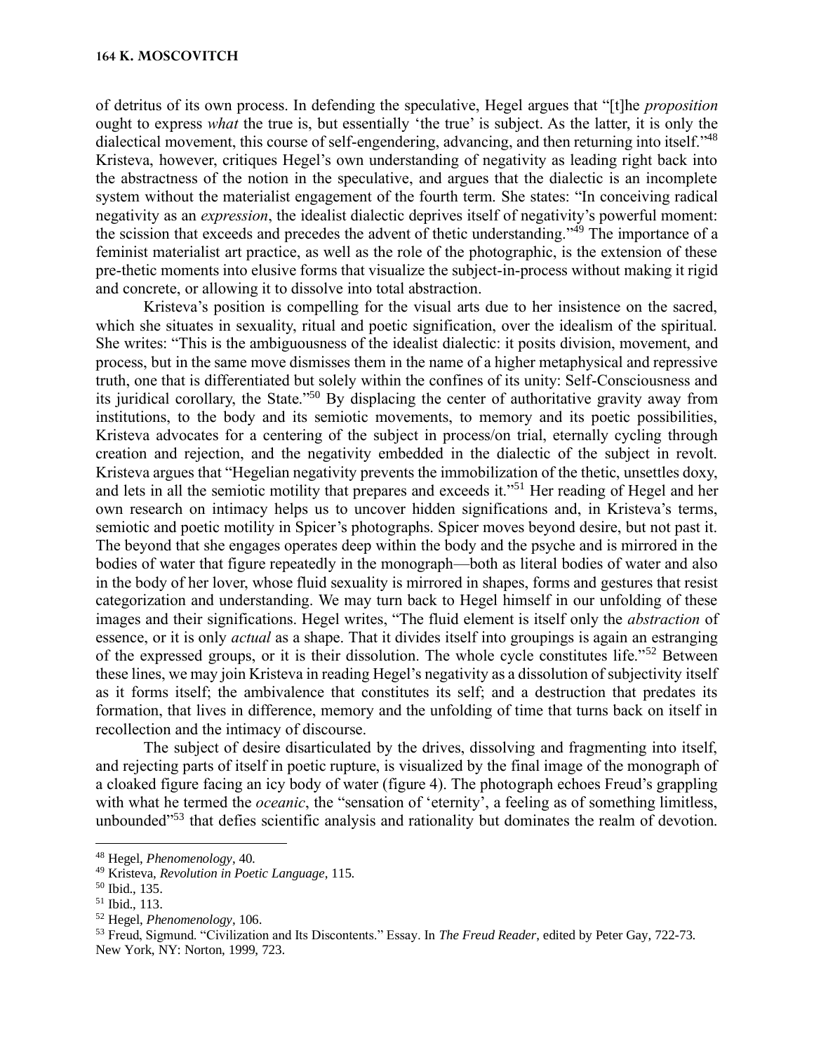of detritus of its own process. In defending the speculative, Hegel argues that "[t]he *proposition* ought to express *what* the true is, but essentially 'the true' is subject. As the latter, it is only the dialectical movement, this course of self-engendering, advancing, and then returning into itself."[48] Kristeva, however, critiques Hegel's own understanding of negativity as leading right back into the abstractness of the notion in the speculative, and argues that the dialectic is an incomplete system without the materialist engagement of the fourth term. She states: "In conceiving radical negativity as an *expression*, the idealist dialectic deprives itself of negativity's powerful moment: the scission that exceeds and precedes the advent of thetic understanding."[49] The importance of a feminist materialist art practice, as well as the role of the photographic, is the extension of these pre-thetic moments into elusive forms that visualize the subject-in-process without making it rigid and concrete, or allowing it to dissolve into total abstraction.

Kristeva's position is compelling for the visual arts due to her insistence on the sacred, which she situates in sexuality, ritual and poetic signification, over the idealism of the spiritual. She writes: "This is the ambiguousness of the idealist dialectic: it posits division, movement, and process, but in the same move dismisses them in the name of a higher metaphysical and repressive truth, one that is differentiated but solely within the confines of its unity: Self-Consciousness and its juridical corollary, the State."[50] By displacing the center of authoritative gravity away from institutions, to the body and its semiotic movements, to memory and its poetic possibilities, Kristeva advocates for a centering of the subject in process/on trial, eternally cycling through creation and rejection, and the negativity embedded in the dialectic of the subject in revolt. Kristeva argues that "Hegelian negativity prevents the immobilization of the thetic, unsettles doxy, and lets in all the semiotic motility that prepares and exceeds it."[51] Her reading of Hegel and her own research on intimacy helps us to uncover hidden significations and, in Kristeva's terms, semiotic and poetic motility in Spicer's photographs. Spicer moves beyond desire, but not past it. The beyond that she engages operates deep within the body and the psyche and is mirrored in the bodies of water that figure repeatedly in the monograph—both as literal bodies of water and also in the body of her lover, whose fluid sexuality is mirrored in shapes, forms and gestures that resist categorization and understanding. We may turn back to Hegel himself in our unfolding of these images and their significations. Hegel writes, "The fluid element is itself only the *abstraction* of essence, or it is only *actual* as a shape. That it divides itself into groupings is again an estranging of the expressed groups, or it is their dissolution. The whole cycle constitutes life."[52] Between these lines, we may join Kristeva in reading Hegel's negativity as a dissolution of subjectivity itself as it forms itself; the ambivalence that constitutes its self; and a destruction that predates its formation, that lives in difference, memory and the unfolding of time that turns back on itself in recollection and the intimacy of discourse.

The subject of desire disarticulated by the drives, dissolving and fragmenting into itself, and rejecting parts of itself in poetic rupture, is visualized by the final image of the monograph of a cloaked figure facing an icy body of water (figure 4). The photograph echoes Freud's grappling with what he termed the *oceanic*, the "sensation of 'eternity', a feeling as of something limitless, unbounded"[53] that defies scientific analysis and rationality but dominates the realm of devotion.

---

[48] Hegel, *Phenomenology*, 40.
[49] Kristeva, *Revolution in Poetic Language*, 115.
[50] Ibid., 135.
[51] Ibid., 113.
[52] Hegel, *Phenomenology*, 106.
[53] Freud, Sigmund. "Civilization and Its Discontents." Essay. In *The Freud Reader*, edited by Peter Gay, 722-73. New York, NY: Norton, 1999, 723.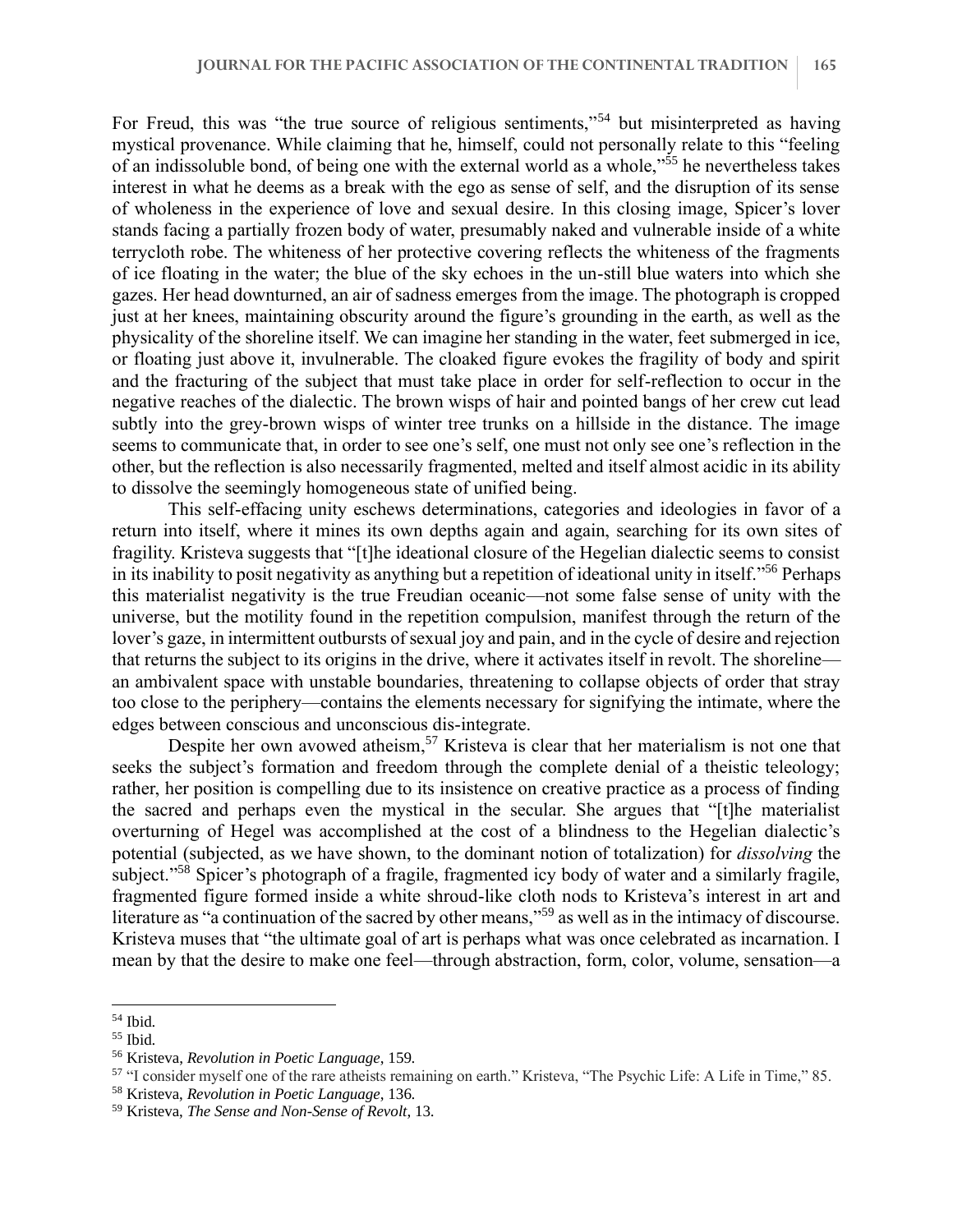For Freud, this was "the true source of religious sentiments,"[54] but misinterpreted as having mystical provenance. While claiming that he, himself, could not personally relate to this "feeling of an indissoluble bond, of being one with the external world as a whole,"[55] he nevertheless takes interest in what he deems as a break with the ego as sense of self, and the disruption of its sense of wholeness in the experience of love and sexual desire. In this closing image, Spicer's lover stands facing a partially frozen body of water, presumably naked and vulnerable inside of a white terrycloth robe. The whiteness of her protective covering reflects the whiteness of the fragments of ice floating in the water; the blue of the sky echoes in the un-still blue waters into which she gazes. Her head downturned, an air of sadness emerges from the image. The photograph is cropped just at her knees, maintaining obscurity around the figure's grounding in the earth, as well as the physicality of the shoreline itself. We can imagine her standing in the water, feet submerged in ice, or floating just above it, invulnerable. The cloaked figure evokes the fragility of body and spirit and the fracturing of the subject that must take place in order for self-reflection to occur in the negative reaches of the dialectic. The brown wisps of hair and pointed bangs of her crew cut lead subtly into the grey-brown wisps of winter tree trunks on a hillside in the distance. The image seems to communicate that, in order to see one's self, one must not only see one's reflection in the other, but the reflection is also necessarily fragmented, melted and itself almost acidic in its ability to dissolve the seemingly homogeneous state of unified being.

This self-effacing unity eschews determinations, categories and ideologies in favor of a return into itself, where it mines its own depths again and again, searching for its own sites of fragility. Kristeva suggests that "[t]he ideational closure of the Hegelian dialectic seems to consist in its inability to posit negativity as anything but a repetition of ideational unity in itself."[56] Perhaps this materialist negativity is the true Freudian oceanic—not some false sense of unity with the universe, but the motility found in the repetition compulsion, manifest through the return of the lover's gaze, in intermittent outbursts of sexual joy and pain, and in the cycle of desire and rejection that returns the subject to its origins in the drive, where it activates itself in revolt. The shoreline—an ambivalent space with unstable boundaries, threatening to collapse objects of order that stray too close to the periphery—contains the elements necessary for signifying the intimate, where the edges between conscious and unconscious dis-integrate.

Despite her own avowed atheism,[57] Kristeva is clear that her materialism is not one that seeks the subject's formation and freedom through the complete denial of a theistic teleology; rather, her position is compelling due to its insistence on creative practice as a process of finding the sacred and perhaps even the mystical in the secular. She argues that "[t]he materialist overturning of Hegel was accomplished at the cost of a blindness to the Hegelian dialectic's potential (subjected, as we have shown, to the dominant notion of totalization) for *dissolving* the subject."[58] Spicer's photograph of a fragile, fragmented icy body of water and a similarly fragile, fragmented figure formed inside a white shroud-like cloth nods to Kristeva's interest in art and literature as "a continuation of the sacred by other means,"[59] as well as in the intimacy of discourse. Kristeva muses that "the ultimate goal of art is perhaps what was once celebrated as incarnation. I mean by that the desire to make one feel—through abstraction, form, color, volume, sensation—a

---

[54] Ibid.

[55] Ibid.

[56] Kristeva, *Revolution in Poetic Language*, 159.

[57] "I consider myself one of the rare atheists remaining on earth." Kristeva, "The Psychic Life: A Life in Time," 85.

[58] Kristeva, *Revolution in Poetic Language*, 136.

[59] Kristeva, *The Sense and Non-Sense of Revolt*, 13.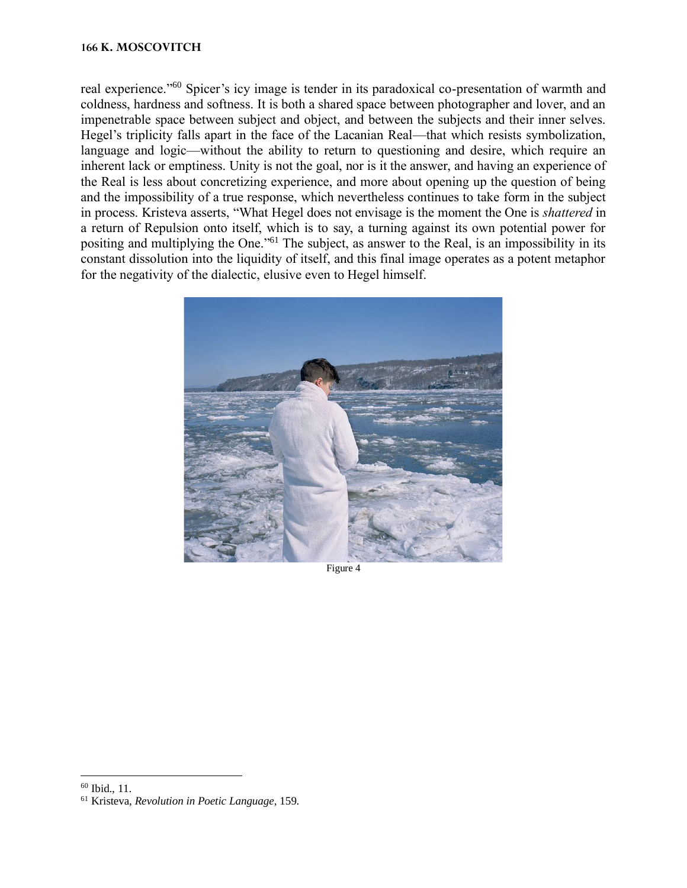real experience."[60] Spicer's icy image is tender in its paradoxical co-presentation of warmth and coldness, hardness and softness. It is both a shared space between photographer and lover, and an impenetrable space between subject and object, and between the subjects and their inner selves. Hegel's triplicity falls apart in the face of the Lacanian Real—that which resists symbolization, language and logic—without the ability to return to questioning and desire, which require an inherent lack or emptiness. Unity is not the goal, nor is it the answer, and having an experience of the Real is less about concretizing experience, and more about opening up the question of being and the impossibility of a true response, which nevertheless continues to take form in the subject in process. Kristeva asserts, "What Hegel does not envisage is the moment the One is *shattered* in a return of Repulsion onto itself, which is to say, a turning against its own potential power for positing and multiplying the One."[61] The subject, as answer to the Real, is an impossibility in its constant dissolution into the liquidity of itself, and this final image operates as a potent metaphor for the negativity of the dialectic, elusive even to Hegel himself.

Figure 4

[60] Ibid., 11.

[61] Kristeva, *Revolution in Poetic Language*, 159.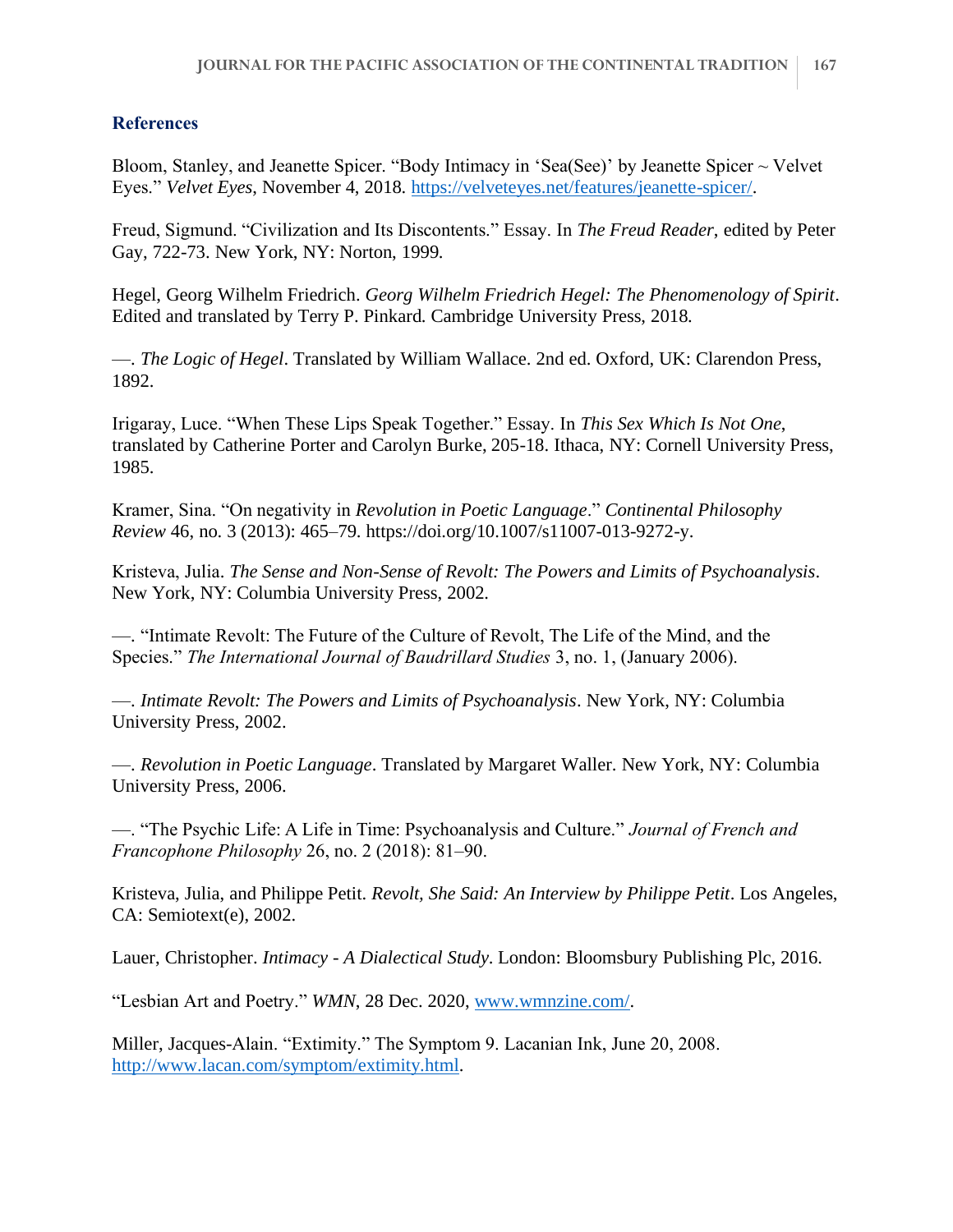## References

Bloom, Stanley, and Jeanette Spicer. "Body Intimacy in 'Sea(See)' by Jeanette Spicer ~ Velvet Eyes." *Velvet Eyes*, November 4, 2018. https://velveteyes.net/features/jeanette-spicer/.

Freud, Sigmund. "Civilization and Its Discontents." Essay. In *The Freud Reader*, edited by Peter Gay, 722-73. New York, NY: Norton, 1999.

Hegel, Georg Wilhelm Friedrich. *Georg Wilhelm Friedrich Hegel: The Phenomenology of Spirit*. Edited and translated by Terry P. Pinkard. Cambridge University Press, 2018.

—. *The Logic of Hegel*. Translated by William Wallace. 2nd ed. Oxford, UK: Clarendon Press, 1892.

Irigaray, Luce. "When These Lips Speak Together." Essay. In *This Sex Which Is Not One*, translated by Catherine Porter and Carolyn Burke, 205-18. Ithaca, NY: Cornell University Press, 1985.

Kramer, Sina. "On negativity in *Revolution in Poetic Language*." *Continental Philosophy Review* 46, no. 3 (2013): 465–79. https://doi.org/10.1007/s11007-013-9272-y.

Kristeva, Julia. *The Sense and Non-Sense of Revolt: The Powers and Limits of Psychoanalysis*. New York, NY: Columbia University Press, 2002.

—. "Intimate Revolt: The Future of the Culture of Revolt, The Life of the Mind, and the Species." *The International Journal of Baudrillard Studies* 3, no. 1, (January 2006).

—. *Intimate Revolt: The Powers and Limits of Psychoanalysis*. New York, NY: Columbia University Press, 2002.

—. *Revolution in Poetic Language*. Translated by Margaret Waller. New York, NY: Columbia University Press, 2006.

—. "The Psychic Life: A Life in Time: Psychoanalysis and Culture." *Journal of French and Francophone Philosophy* 26, no. 2 (2018): 81–90.

Kristeva, Julia, and Philippe Petit. *Revolt, She Said: An Interview by Philippe Petit*. Los Angeles, CA: Semiotext(e), 2002.

Lauer, Christopher. *Intimacy - A Dialectical Study*. London: Bloomsbury Publishing Plc, 2016.

"Lesbian Art and Poetry." *WMN*, 28 Dec. 2020, www.wmnzine.com/.

Miller, Jacques-Alain. "Extimity." The Symptom 9. Lacanian Ink, June 20, 2008. http://www.lacan.com/symptom/extimity.html.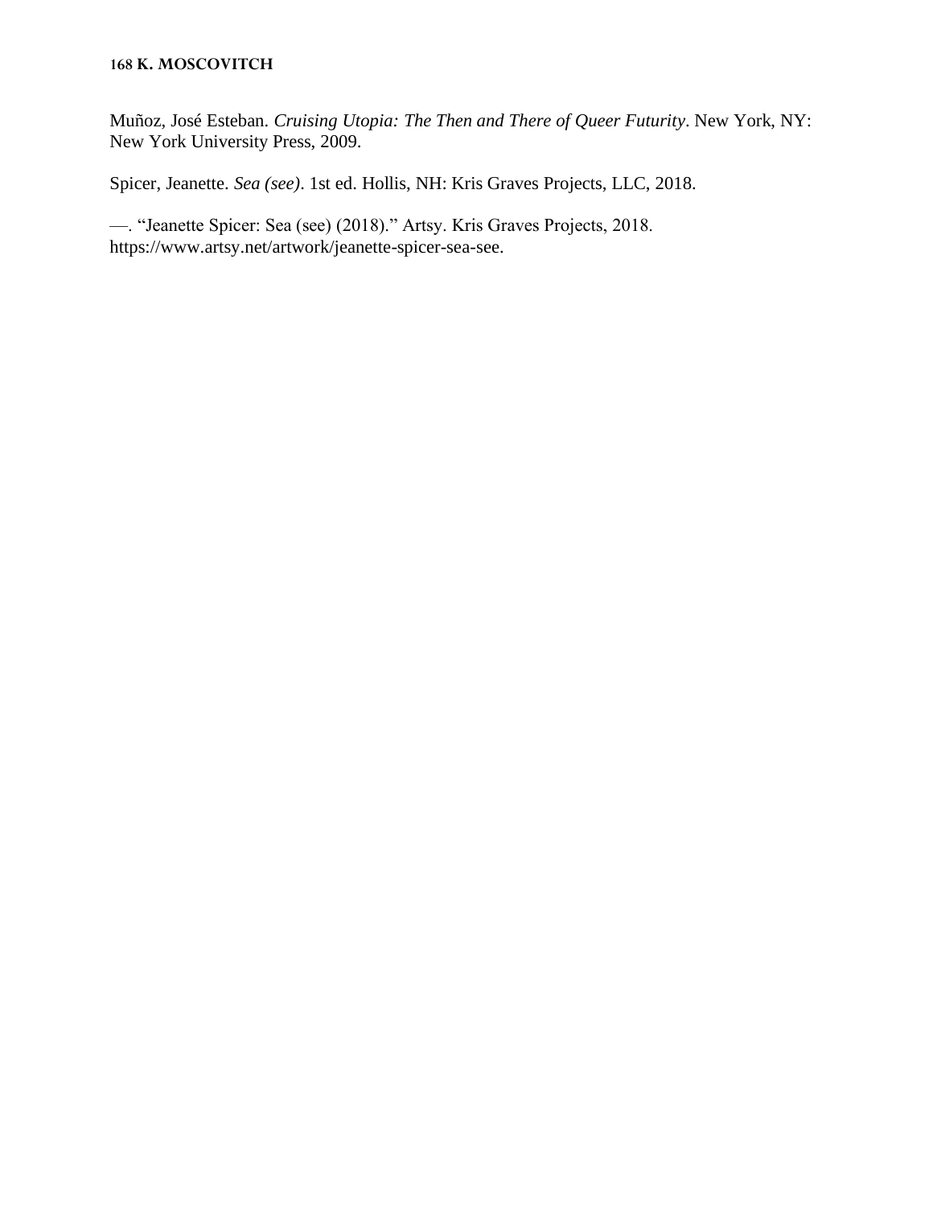Muñoz, José Esteban. *Cruising Utopia: The Then and There of Queer Futurity*. New York, NY: New York University Press, 2009.

Spicer, Jeanette. *Sea (see)*. 1st ed. Hollis, NH: Kris Graves Projects, LLC, 2018.

—. "Jeanette Spicer: Sea (see) (2018)." Artsy. Kris Graves Projects, 2018. https://www.artsy.net/artwork/jeanette-spicer-sea-see.